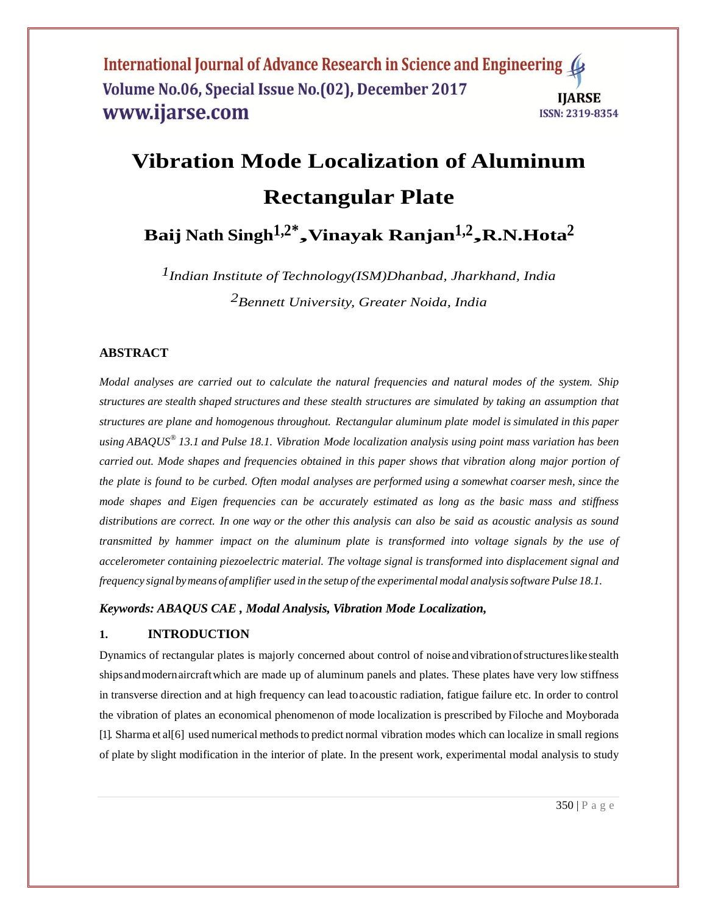# Vibration Mode Localization of Aluminum Rectangular Plate

**Baij Nath Singh[1,2*], Vinayak Ranjan[1,2], R.N.Hota[2]**

*[1]Indian Institute of Technology(ISM)Dhanbad, Jharkhand, India*

*[2]Bennett University, Greater Noida, India*

## ABSTRACT

*Modal analyses are carried out to calculate the natural frequencies and natural modes of the system. Ship structures are stealth shaped structures and these stealth structures are simulated by taking an assumption that structures are plane and homogenous throughout. Rectangular aluminum plate model is simulated in this paper using ABAQUS® 13.1 and Pulse 18.1. Vibration Mode localization analysis using point mass variation has been carried out. Mode shapes and frequencies obtained in this paper shows that vibration along major portion of the plate is found to be curbed. Often modal analyses are performed using a somewhat coarser mesh, since the mode shapes and Eigen frequencies can be accurately estimated as long as the basic mass and stiffness distributions are correct. In one way or the other this analysis can also be said as acoustic analysis as sound transmitted by hammer impact on the aluminum plate is transformed into voltage signals by the use of accelerometer containing piezoelectric material. The voltage signal is transformed into displacement signal and frequency signal by means of amplifier used in the setup of the experimental modal analysis software Pulse 18.1.*

***Keywords: ABAQUS CAE , Modal Analysis, Vibration Mode Localization,***

## 1. INTRODUCTION

Dynamics of rectangular plates is majorly concerned about control of noise and vibration of structures like stealth ships and modern aircraft which are made up of aluminum panels and plates. These plates have very low stiffness in transverse direction and at high frequency can lead to acoustic radiation, fatigue failure etc. In order to control the vibration of plates an economical phenomenon of mode localization is prescribed by Filoche and Moyborada [1]. Sharma et al[6] used numerical methods to predict normal vibration modes which can localize in small regions of plate by slight modification in the interior of plate. In the present work, experimental modal analysis to study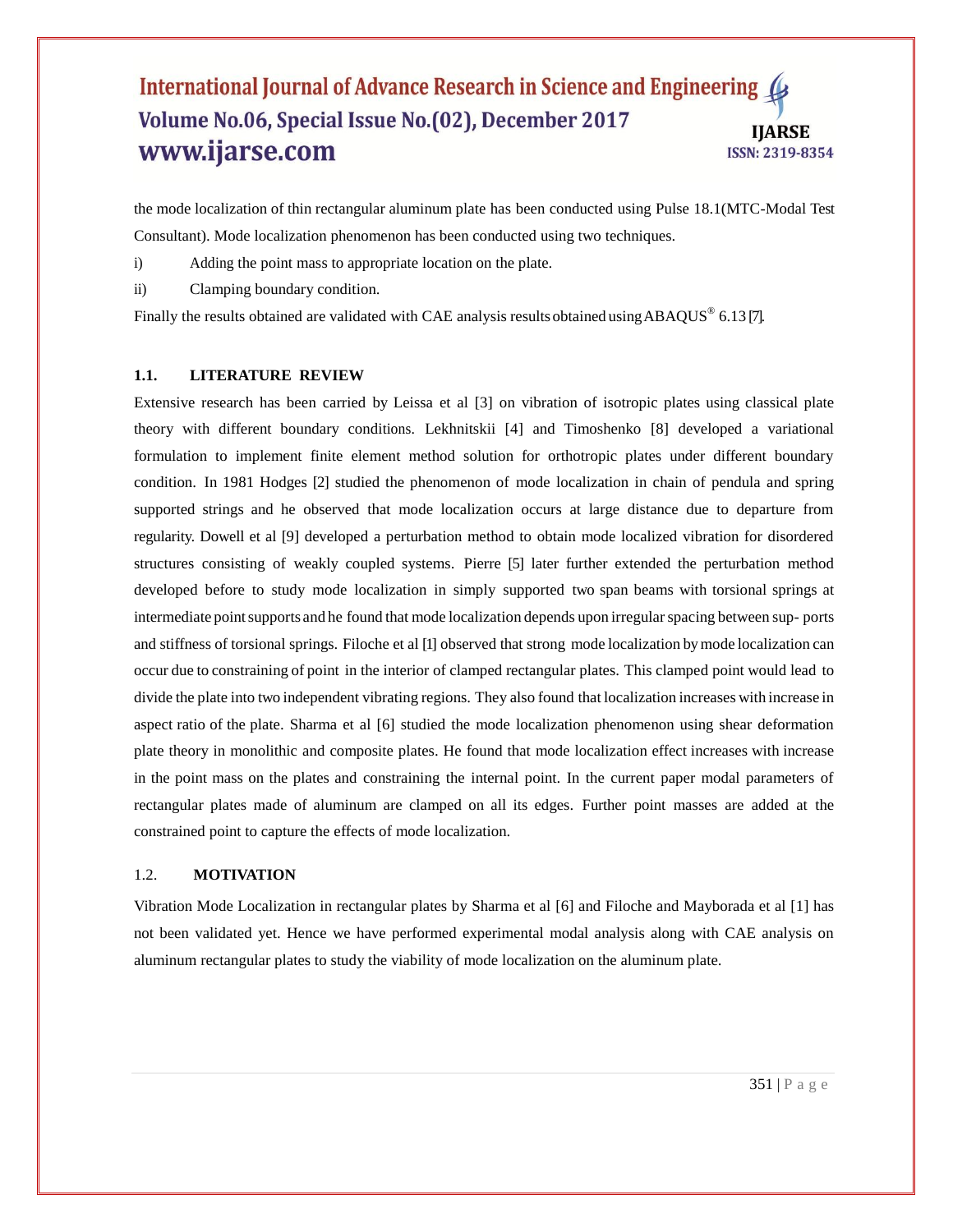the mode localization of thin rectangular aluminum plate has been conducted using Pulse 18.1(MTC-Modal Test Consultant). Mode localization phenomenon has been conducted using two techniques.

i) Adding the point mass to appropriate location on the plate.

ii) Clamping boundary condition.

Finally the results obtained are validated with CAE analysis results obtained using ABAQUS® 6.13 [7].

### 1.1. LITERATURE REVIEW

Extensive research has been carried by Leissa et al [3] on vibration of isotropic plates using classical plate theory with different boundary conditions. Lekhnitskii [4] and Timoshenko [8] developed a variational formulation to implement finite element method solution for orthotropic plates under different boundary condition. In 1981 Hodges [2] studied the phenomenon of mode localization in chain of pendula and spring supported strings and he observed that mode localization occurs at large distance due to departure from regularity. Dowell et al [9] developed a perturbation method to obtain mode localized vibration for disordered structures consisting of weakly coupled systems. Pierre [5] later further extended the perturbation method developed before to study mode localization in simply supported two span beams with torsional springs at intermediate point supports and he found that mode localization depends upon irregular spacing between sup- ports and stiffness of torsional springs. Filoche et al [1] observed that strong mode localization by mode localization can occur due to constraining of point in the interior of clamped rectangular plates. This clamped point would lead to divide the plate into two independent vibrating regions. They also found that localization increases with increase in aspect ratio of the plate. Sharma et al [6] studied the mode localization phenomenon using shear deformation plate theory in monolithic and composite plates. He found that mode localization effect increases with increase in the point mass on the plates and constraining the internal point. In the current paper modal parameters of rectangular plates made of aluminum are clamped on all its edges. Further point masses are added at the constrained point to capture the effects of mode localization.

### 1.2. MOTIVATION

Vibration Mode Localization in rectangular plates by Sharma et al [6] and Filoche and Mayborada et al [1] has not been validated yet. Hence we have performed experimental modal analysis along with CAE analysis on aluminum rectangular plates to study the viability of mode localization on the aluminum plate.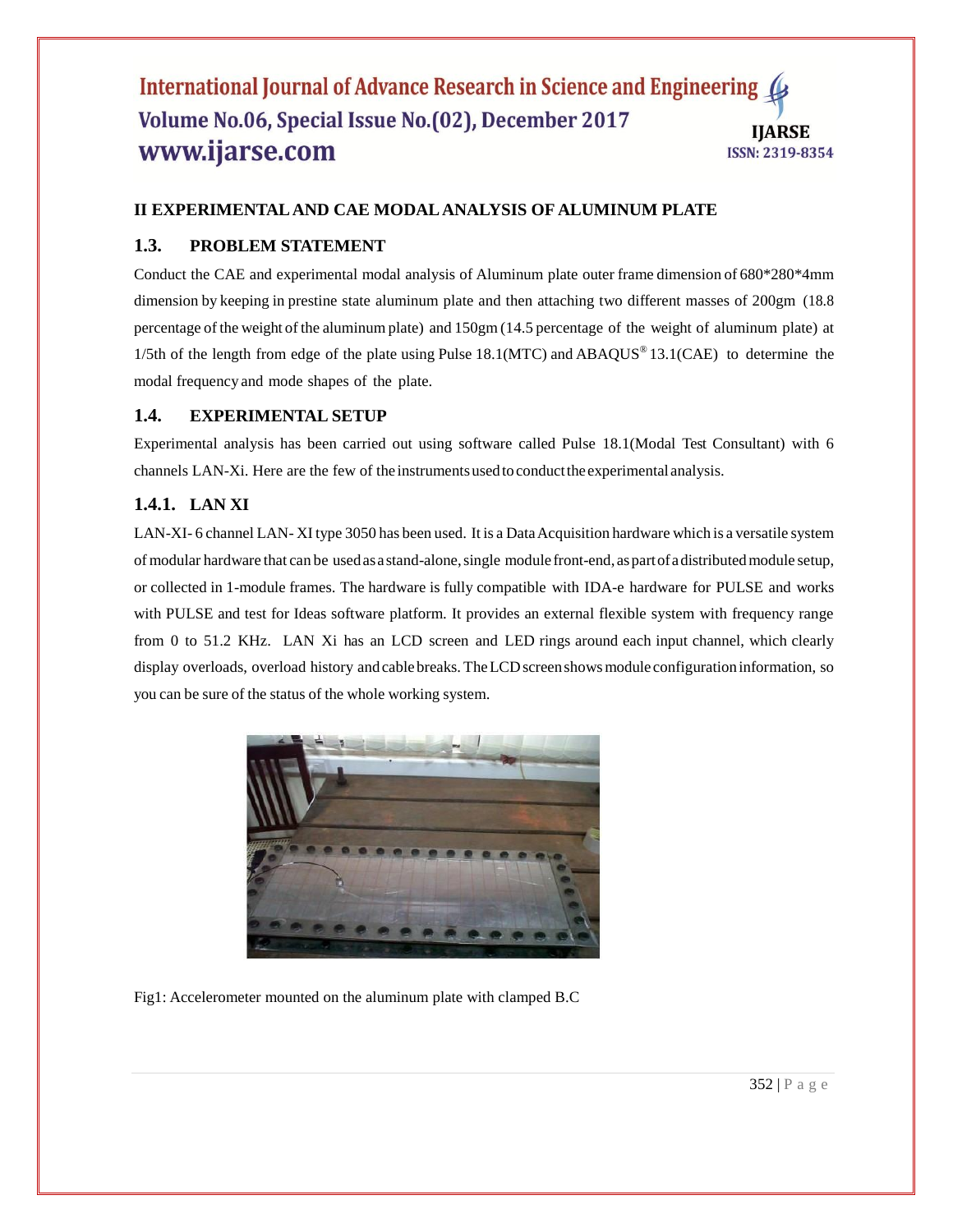## II EXPERIMENTAL AND CAE MODAL ANALYSIS OF ALUMINUM PLATE

### 1.3. PROBLEM STATEMENT

Conduct the CAE and experimental modal analysis of Aluminum plate outer frame dimension of 680*280*4mm dimension by keeping in prestine state aluminum plate and then attaching two different masses of 200gm (18.8 percentage of the weight of the aluminum plate) and 150gm (14.5 percentage of the weight of aluminum plate) at 1/5th of the length from edge of the plate using Pulse 18.1(MTC) and ABAQUS® 13.1(CAE) to determine the modal frequency and mode shapes of the plate.

### 1.4. EXPERIMENTAL SETUP

Experimental analysis has been carried out using software called Pulse 18.1(Modal Test Consultant) with 6 channels LAN-Xi. Here are the few of the instruments used to conduct the experimental analysis.

#### 1.4.1. LAN XI

LAN-XI- 6 channel LAN- XI type 3050 has been used. It is a Data Acquisition hardware which is a versatile system of modular hardware that can be used as a stand-alone, single module front-end, as part of a distributed module setup, or collected in 1-module frames. The hardware is fully compatible with IDA-e hardware for PULSE and works with PULSE and test for Ideas software platform. It provides an external flexible system with frequency range from 0 to 51.2 KHz. LAN Xi has an LCD screen and LED rings around each input channel, which clearly display overloads, overload history and cable breaks. The LCD screen shows module configuration information, so you can be sure of the status of the whole working system.

Fig1: Accelerometer mounted on the aluminum plate with clamped B.C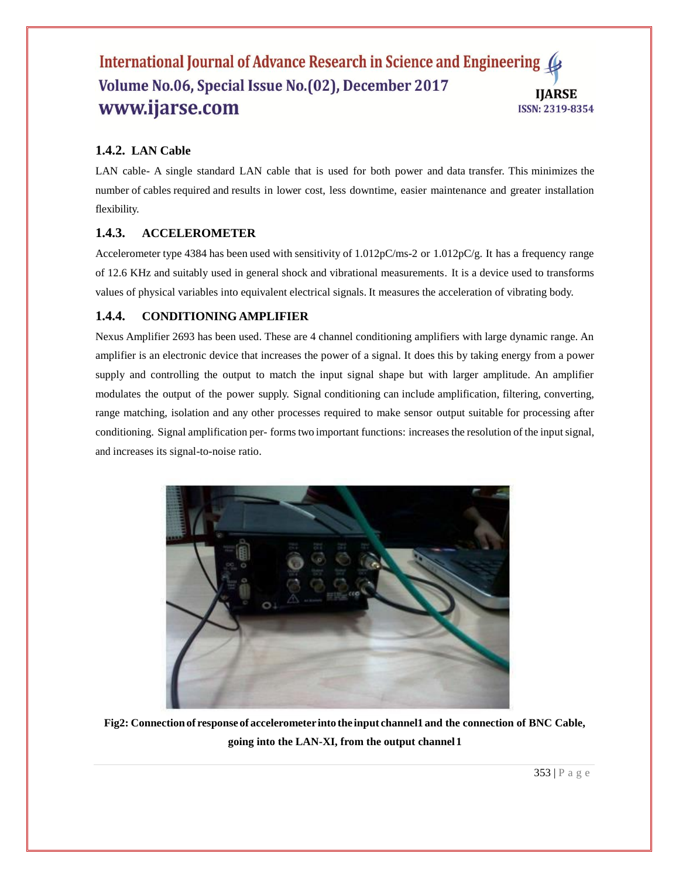### 1.4.2. LAN Cable

LAN cable- A single standard LAN cable that is used for both power and data transfer. This minimizes the number of cables required and results in lower cost, less downtime, easier maintenance and greater installation flexibility.

### 1.4.3. ACCELEROMETER

Accelerometer type 4384 has been used with sensitivity of 1.012pC/ms-2 or 1.012pC/g. It has a frequency range of 12.6 KHz and suitably used in general shock and vibrational measurements. It is a device used to transforms values of physical variables into equivalent electrical signals. It measures the acceleration of vibrating body.

### 1.4.4. CONDITIONING AMPLIFIER

Nexus Amplifier 2693 has been used. These are 4 channel conditioning amplifiers with large dynamic range. An amplifier is an electronic device that increases the power of a signal. It does this by taking energy from a power supply and controlling the output to match the input signal shape but with larger amplitude. An amplifier modulates the output of the power supply. Signal conditioning can include amplification, filtering, converting, range matching, isolation and any other processes required to make sensor output suitable for processing after conditioning. Signal amplification per- forms two important functions: increases the resolution of the input signal, and increases its signal-to-noise ratio.

**Fig2: Connection of response of accelerometer into the input channel1 and the connection of BNC Cable, going into the LAN-XI, from the output channel 1**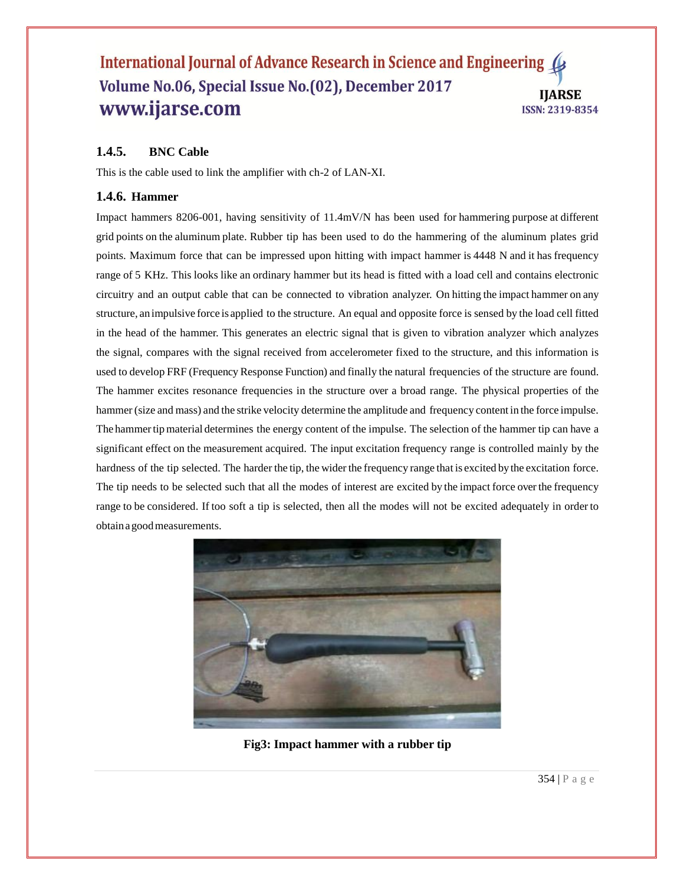### 1.4.5. BNC Cable

This is the cable used to link the amplifier with ch-2 of LAN-XI.

### 1.4.6. Hammer

Impact hammers 8206-001, having sensitivity of 11.4mV/N has been used for hammering purpose at different grid points on the aluminum plate. Rubber tip has been used to do the hammering of the aluminum plates grid points. Maximum force that can be impressed upon hitting with impact hammer is 4448 N and it has frequency range of 5 KHz. This looks like an ordinary hammer but its head is fitted with a load cell and contains electronic circuitry and an output cable that can be connected to vibration analyzer. On hitting the impact hammer on any structure, an impulsive force is applied to the structure. An equal and opposite force is sensed by the load cell fitted in the head of the hammer. This generates an electric signal that is given to vibration analyzer which analyzes the signal, compares with the signal received from accelerometer fixed to the structure, and this information is used to develop FRF (Frequency Response Function) and finally the natural frequencies of the structure are found. The hammer excites resonance frequencies in the structure over a broad range. The physical properties of the hammer (size and mass) and the strike velocity determine the amplitude and frequency content in the force impulse. The hammer tip material determines the energy content of the impulse. The selection of the hammer tip can have a significant effect on the measurement acquired. The input excitation frequency range is controlled mainly by the hardness of the tip selected. The harder the tip, the wider the frequency range that is excited by the excitation force. The tip needs to be selected such that all the modes of interest are excited by the impact force over the frequency range to be considered. If too soft a tip is selected, then all the modes will not be excited adequately in order to obtain a good measurements.

**Fig3: Impact hammer with a rubber tip**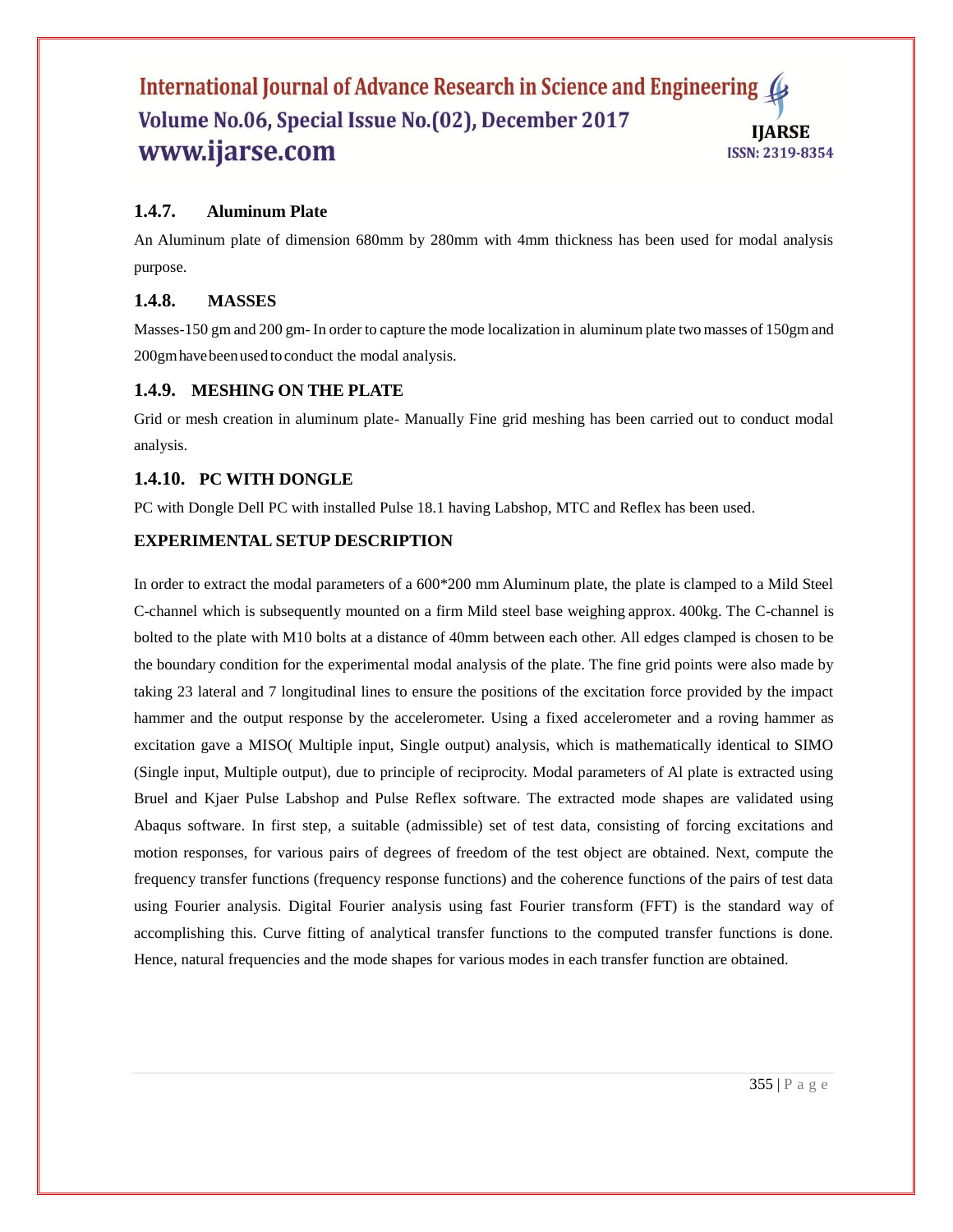### 1.4.7. Aluminum Plate

An Aluminum plate of dimension 680mm by 280mm with 4mm thickness has been used for modal analysis purpose.

### 1.4.8. MASSES

Masses-150 gm and 200 gm- In order to capture the mode localization in aluminum plate two masses of 150gm and 200gm have been used to conduct the modal analysis.

### 1.4.9. MESHING ON THE PLATE

Grid or mesh creation in aluminum plate- Manually Fine grid meshing has been carried out to conduct modal analysis.

### 1.4.10. PC WITH DONGLE

PC with Dongle Dell PC with installed Pulse 18.1 having Labshop, MTC and Reflex has been used.

### EXPERIMENTAL SETUP DESCRIPTION

In order to extract the modal parameters of a 600*200 mm Aluminum plate, the plate is clamped to a Mild Steel C-channel which is subsequently mounted on a firm Mild steel base weighing approx. 400kg. The C-channel is bolted to the plate with M10 bolts at a distance of 40mm between each other. All edges clamped is chosen to be the boundary condition for the experimental modal analysis of the plate. The fine grid points were also made by taking 23 lateral and 7 longitudinal lines to ensure the positions of the excitation force provided by the impact hammer and the output response by the accelerometer. Using a fixed accelerometer and a roving hammer as excitation gave a MISO( Multiple input, Single output) analysis, which is mathematically identical to SIMO (Single input, Multiple output), due to principle of reciprocity. Modal parameters of Al plate is extracted using Bruel and Kjaer Pulse Labshop and Pulse Reflex software. The extracted mode shapes are validated using Abaqus software. In first step, a suitable (admissible) set of test data, consisting of forcing excitations and motion responses, for various pairs of degrees of freedom of the test object are obtained. Next, compute the frequency transfer functions (frequency response functions) and the coherence functions of the pairs of test data using Fourier analysis. Digital Fourier analysis using fast Fourier transform (FFT) is the standard way of accomplishing this. Curve fitting of analytical transfer functions to the computed transfer functions is done. Hence, natural frequencies and the mode shapes for various modes in each transfer function are obtained.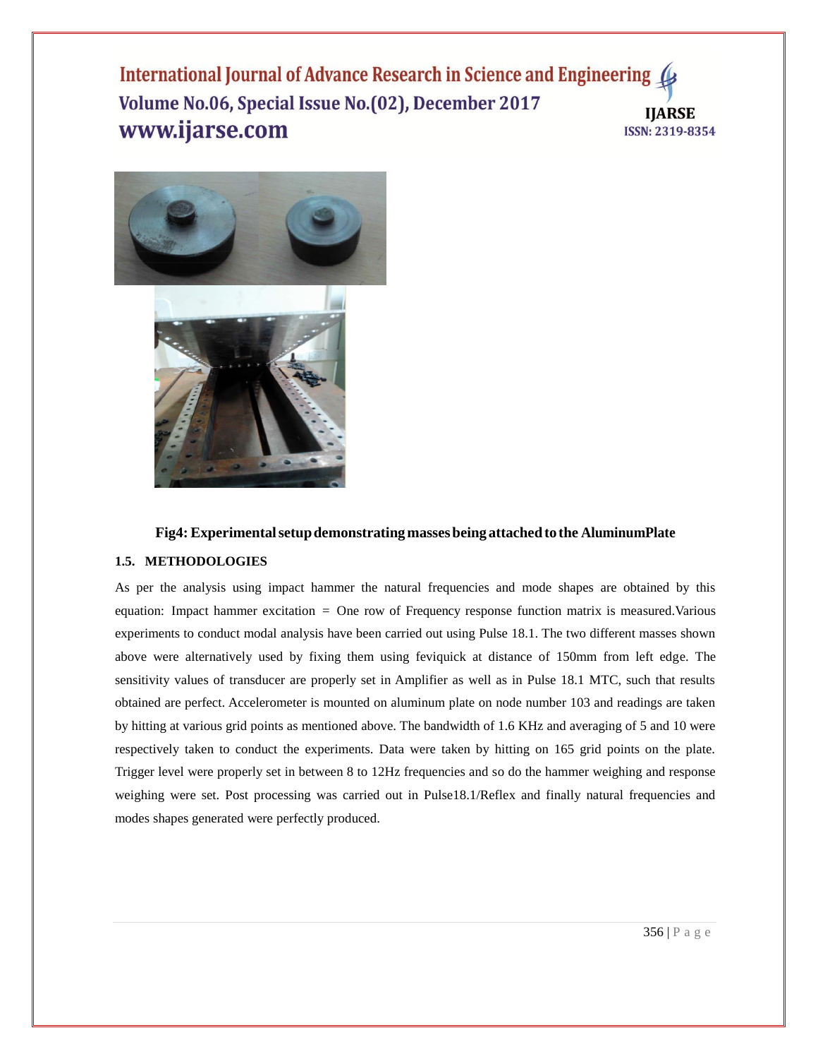**Fig4: Experimental setup demonstrating masses being attached to the AluminumPlate**

### 1.5. METHODOLOGIES

As per the analysis using impact hammer the natural frequencies and mode shapes are obtained by this equation: Impact hammer excitation = One row of Frequency response function matrix is measured.Various experiments to conduct modal analysis have been carried out using Pulse 18.1. The two different masses shown above were alternatively used by fixing them using feviquick at distance of 150mm from left edge. The sensitivity values of transducer are properly set in Amplifier as well as in Pulse 18.1 MTC, such that results obtained are perfect. Accelerometer is mounted on aluminum plate on node number 103 and readings are taken by hitting at various grid points as mentioned above. The bandwidth of 1.6 KHz and averaging of 5 and 10 were respectively taken to conduct the experiments. Data were taken by hitting on 165 grid points on the plate. Trigger level were properly set in between 8 to 12Hz frequencies and so do the hammer weighing and response weighing were set. Post processing was carried out in Pulse18.1/Reflex and finally natural frequencies and modes shapes generated were perfectly produced.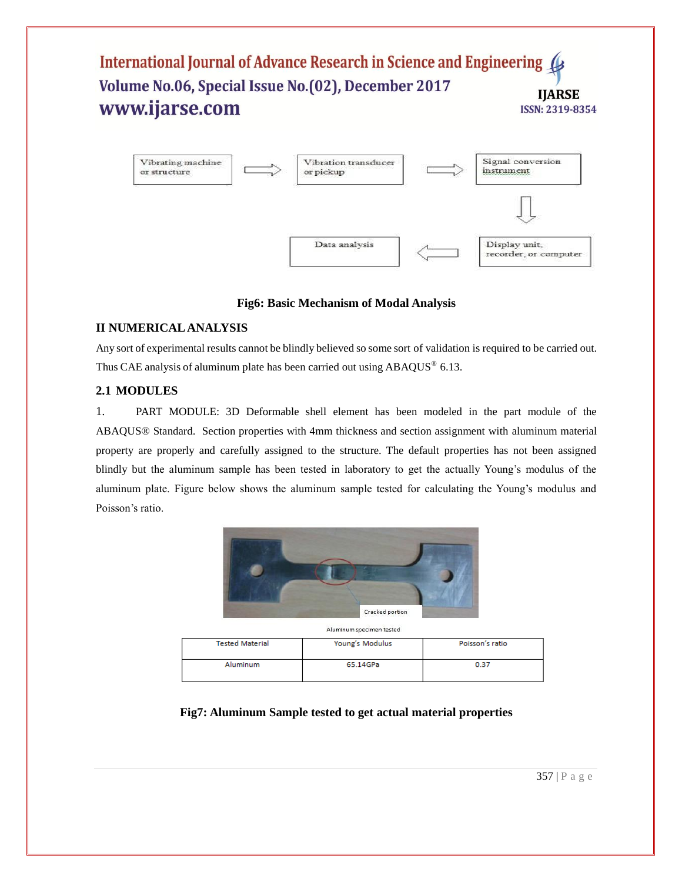Vibrating machine or structure → Vibration transducer or pickup → Signal conversion instrument → Display unit, recorder, or computer → Data analysis

**Fig6: Basic Mechanism of Modal Analysis**

## II NUMERICAL ANALYSIS

Any sort of experimental results cannot be blindly believed so some sort of validation is required to be carried out. Thus CAE analysis of aluminum plate has been carried out using ABAQUS® 6.13.

### 2.1 MODULES

1. PART MODULE: 3D Deformable shell element has been modeled in the part module of the ABAQUS® Standard. Section properties with 4mm thickness and section assignment with aluminum material property are properly and carefully assigned to the structure. The default properties has not been assigned blindly but the aluminum sample has been tested in laboratory to get the actually Young's modulus of the aluminum plate. Figure below shows the aluminum sample tested for calculating the Young's modulus and Poisson's ratio.

Cracked portion

Aluminum specimen tested

| Tested Material | Young's Modulus | Poisson's ratio |
|---|---|---|
| Aluminum | 65.14GPa | 0.37 |

**Fig7: Aluminum Sample tested to get actual material properties**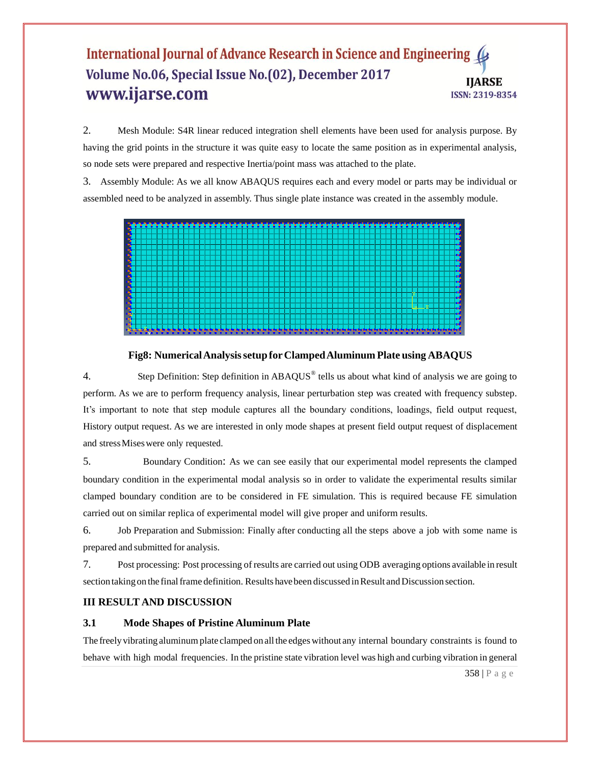2. Mesh Module: S4R linear reduced integration shell elements have been used for analysis purpose. By having the grid points in the structure it was quite easy to locate the same position as in experimental analysis, so node sets were prepared and respective Inertia/point mass was attached to the plate.

3. Assembly Module: As we all know ABAQUS requires each and every model or parts may be individual or assembled need to be analyzed in assembly. Thus single plate instance was created in the assembly module.

**Fig8: Numerical Analysis setup for Clamped Aluminum Plate using ABAQUS**

4. Step Definition: Step definition in ABAQUS® tells us about what kind of analysis we are going to perform. As we are to perform frequency analysis, linear perturbation step was created with frequency substep. It's important to note that step module captures all the boundary conditions, loadings, field output request, History output request. As we are interested in only mode shapes at present field output request of displacement and stress Mises were only requested.

5. Boundary Condition: As we can see easily that our experimental model represents the clamped boundary condition in the experimental modal analysis so in order to validate the experimental results similar clamped boundary condition are to be considered in FE simulation. This is required because FE simulation carried out on similar replica of experimental model will give proper and uniform results.

6. Job Preparation and Submission: Finally after conducting all the steps above a job with some name is prepared and submitted for analysis.

7. Post processing: Post processing of results are carried out using ODB averaging options available in result section taking on the final frame definition. Results have been discussed in Result and Discussion section.

## III RESULT AND DISCUSSION

### 3.1 Mode Shapes of Pristine Aluminum Plate

The freely vibrating aluminum plate clamped on all the edges without any internal boundary constraints is found to behave with high modal frequencies. In the pristine state vibration level was high and curbing vibration in general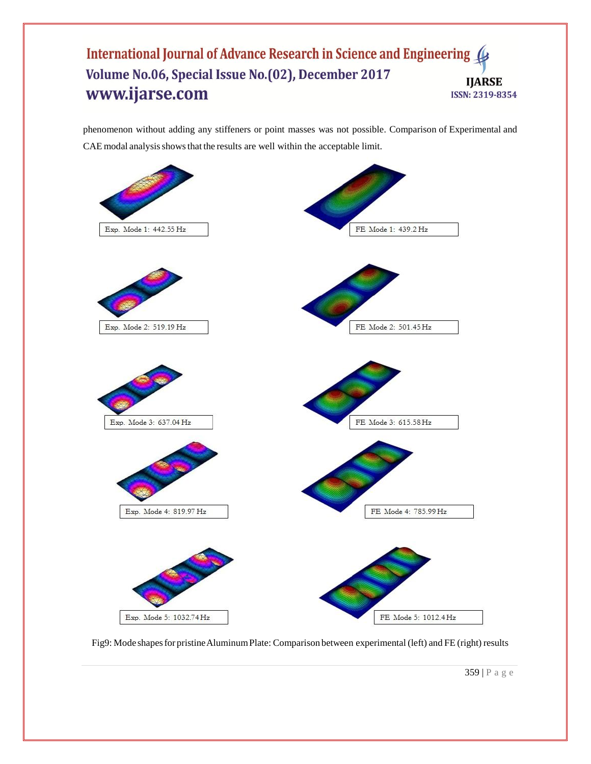phenomenon without adding any stiffeners or point masses was not possible. Comparison of Experimental and CAE modal analysis shows that the results are well within the acceptable limit.

Exp. Mode 1: 442.55 Hz

FE Mode 1: 439.2 Hz

Exp. Mode 2: 519.19 Hz

FE Mode 2: 501.45 Hz

Exp. Mode 3: 637.04 Hz

FE Mode 3: 615.58 Hz

Exp. Mode 4: 819.97 Hz

FE Mode 4: 785.99 Hz

Exp. Mode 5: 1032.74 Hz

FE Mode 5: 1012.4 Hz

Fig9: Mode shapes for pristine Aluminum Plate: Comparison between experimental (left) and FE (right) results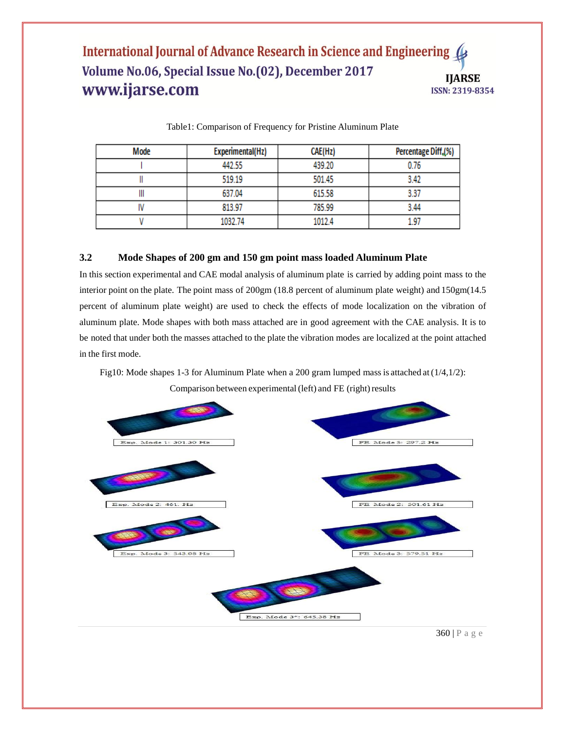Table1: Comparison of Frequency for Pristine Aluminum Plate

| Mode | Experimental(Hz) | CAE(Hz) | Percentage Diff.(%) |
|---|---|---|---|
| I | 442.55 | 439.20 | 0.76 |
| II | 519.19 | 501.45 | 3.42 |
| III | 637.04 | 615.58 | 3.37 |
| IV | 813.97 | 785.99 | 3.44 |
| V | 1032.74 | 1012.4 | 1.97 |

### 3.2 Mode Shapes of 200 gm and 150 gm point mass loaded Aluminum Plate

In this section experimental and CAE modal analysis of aluminum plate is carried by adding point mass to the interior point on the plate. The point mass of 200gm (18.8 percent of aluminum plate weight) and 150gm(14.5 percent of aluminum plate weight) are used to check the effects of mode localization on the vibration of aluminum plate. Mode shapes with both mass attached are in good agreement with the CAE analysis. It is to be noted that under both the masses attached to the plate the vibration modes are localized at the point attached in the first mode.

Fig10: Mode shapes 1-3 for Aluminum Plate when a 200 gram lumped mass is attached at (1/4,1/2): Comparison between experimental (left) and FE (right) results

Exp. Mode 1: 301.30 Hz

FE Mode 5: 297.2 Hz

Exp. Mode 2: 461. Hz

FE Mode 2: 501.61 Hz

Exp. Mode 3: 543.08 Hz

FE Mode 3: 579.51 Hz

Exp. Mode 3*: 645.38 Hz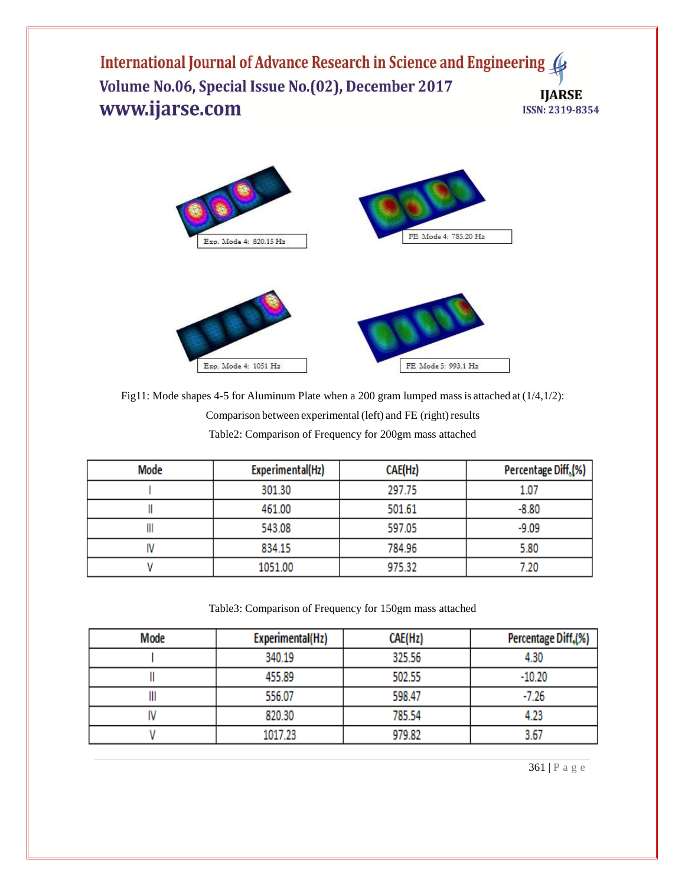Exp. Mode 4: 820.15 Hz

FE Mode 4: 785.20 Hz

Exp. Mode 4: 1051 Hz

FE Mode 5: 993.1 Hz

Fig11: Mode shapes 4-5 for Aluminum Plate when a 200 gram lumped mass is attached at (1/4,1/2): Comparison between experimental (left) and FE (right) results

Table2: Comparison of Frequency for 200gm mass attached

| Mode | Experimental(Hz) | CAE(Hz) | Percentage Diff.(%) |
|---|---|---|---|
| I | 301.30 | 297.75 | 1.07 |
| II | 461.00 | 501.61 | -8.80 |
| III | 543.08 | 597.05 | -9.09 |
| IV | 834.15 | 784.96 | 5.80 |
| V | 1051.00 | 975.32 | 7.20 |

Table3: Comparison of Frequency for 150gm mass attached

| Mode | Experimental(Hz) | CAE(Hz) | Percentage Diff.(%) |
|---|---|---|---|
| I | 340.19 | 325.56 | 4.30 |
| II | 455.89 | 502.55 | -10.20 |
| III | 556.07 | 598.47 | -7.26 |
| IV | 820.30 | 785.54 | 4.23 |
| V | 1017.23 | 979.82 | 3.67 |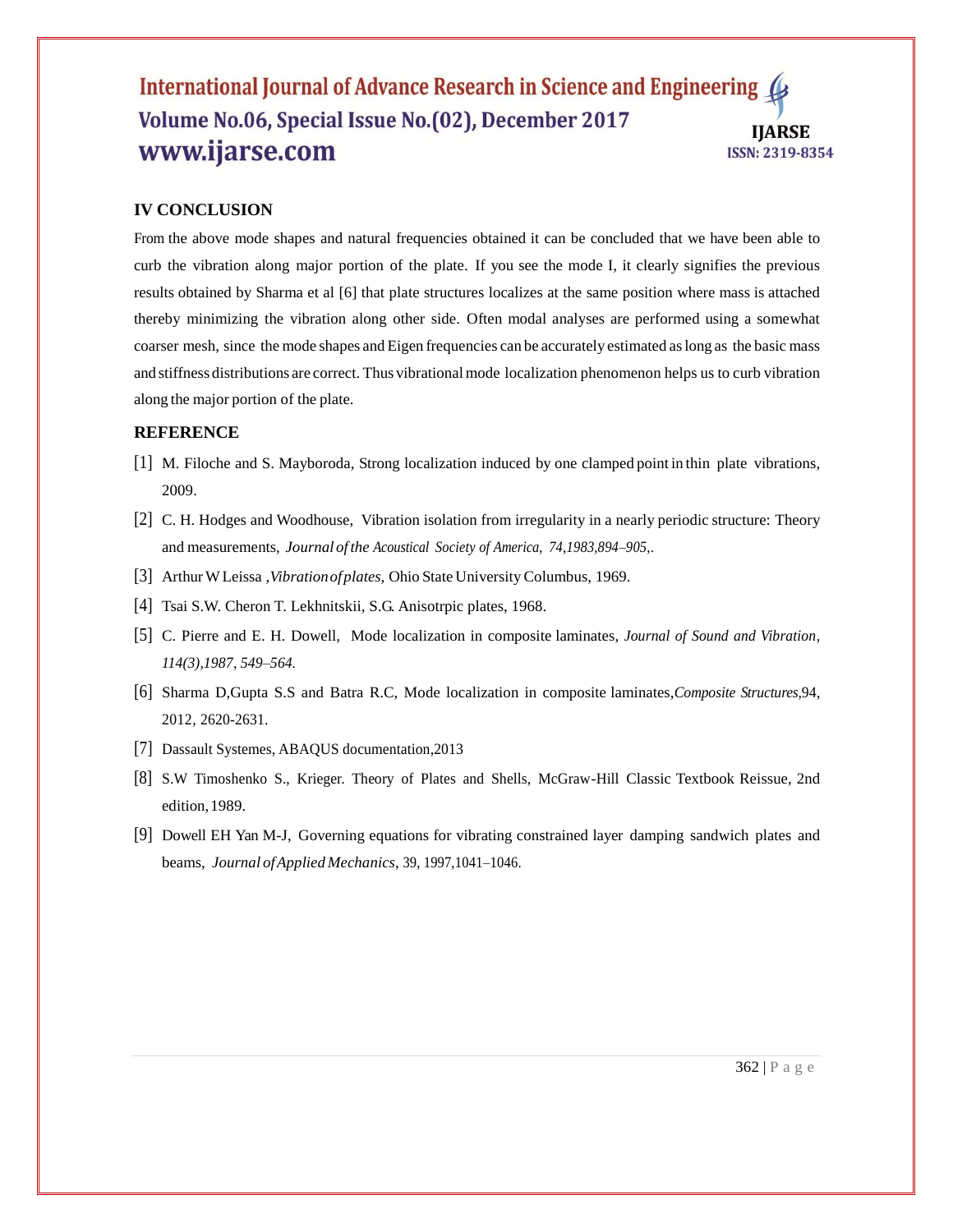## IV CONCLUSION

From the above mode shapes and natural frequencies obtained it can be concluded that we have been able to curb the vibration along major portion of the plate. If you see the mode I, it clearly signifies the previous results obtained by Sharma et al [6] that plate structures localizes at the same position where mass is attached thereby minimizing the vibration along other side. Often modal analyses are performed using a somewhat coarser mesh, since the mode shapes and Eigen frequencies can be accurately estimated as long as the basic mass and stiffness distributions are correct. Thus vibrational mode localization phenomenon helps us to curb vibration along the major portion of the plate.

## REFERENCE

[1] M. Filoche and S. Mayboroda, Strong localization induced by one clamped point in thin plate vibrations, 2009.

[2] C. H. Hodges and Woodhouse, Vibration isolation from irregularity in a nearly periodic structure: Theory and measurements, *Journal of the Acoustical Society of America, 74,1983,894–905,.*

[3] Arthur W Leissa ,*Vibration of plates*, Ohio State University Columbus, 1969.

[4] Tsai S.W. Cheron T. Lekhnitskii, S.G. Anisotrpic plates, 1968.

[5] C. Pierre and E. H. Dowell, Mode localization in composite laminates, *Journal of Sound and Vibration*, *114(3),1987, 549–564.*

[6] Sharma D,Gupta S.S and Batra R.C, Mode localization in composite laminates,*Composite Structures,*94, 2012, 2620-2631.

[7] Dassault Systemes, ABAQUS documentation,2013

[8] S.W Timoshenko S., Krieger. Theory of Plates and Shells, McGraw-Hill Classic Textbook Reissue, 2nd edition, 1989.

[9] Dowell EH Yan M-J, Governing equations for vibrating constrained layer damping sandwich plates and beams, *Journal of Applied Mechanics*, 39, 1997,1041–1046.